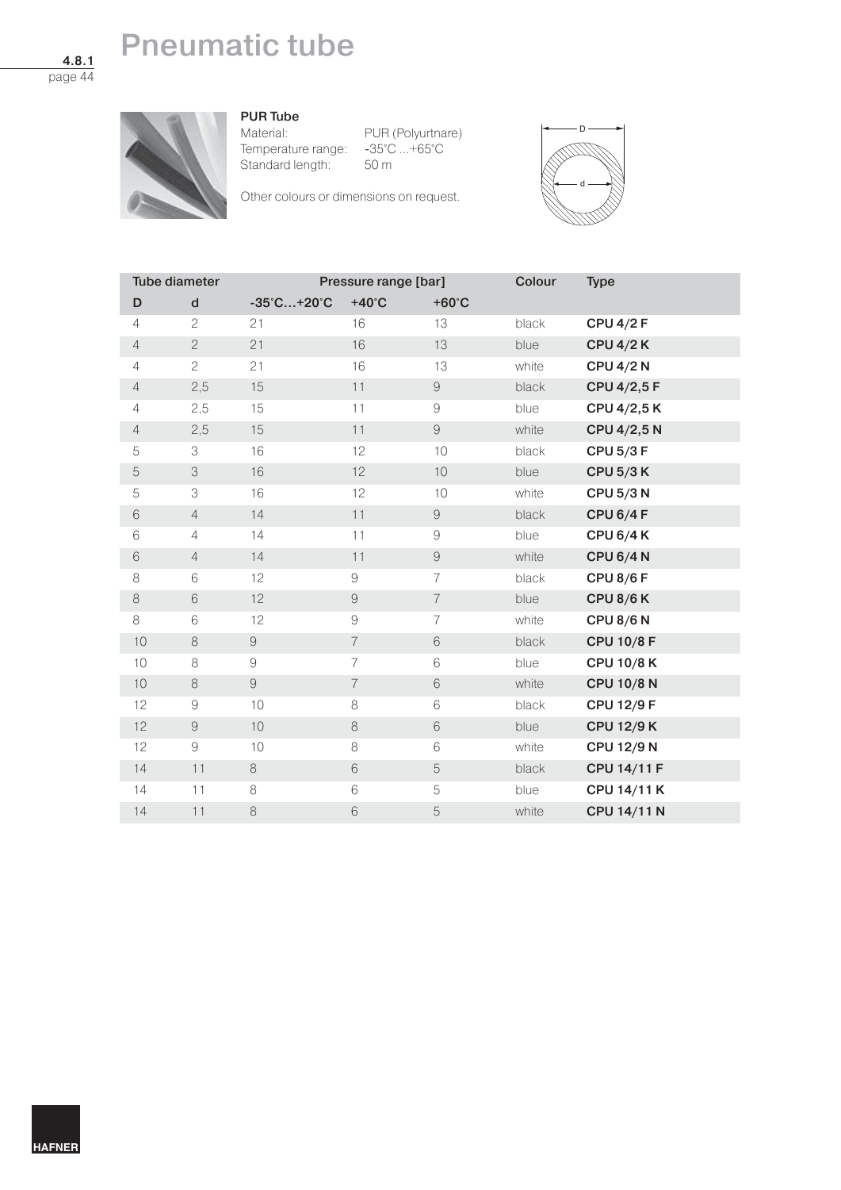# Pneumatic tube

4.8.1

## PUR Tube

Material: PUR (Polyurtnare)
Temperature range: -35°C ...+65°C
Standard length: 50 m

Other colours or dimensions on request.

| Tube diameter | | Pressure range [bar] | | | Colour | Type |
|---|---|---|---|---|---|---|
| D | d | -35°C…+20°C | +40°C | +60°C | | |
| 4 | 2 | 21 | 16 | 13 | black | **CPU 4/2 F** |
| 4 | 2 | 21 | 16 | 13 | blue | **CPU 4/2 K** |
| 4 | 2 | 21 | 16 | 13 | white | **CPU 4/2 N** |
| 4 | 2,5 | 15 | 11 | 9 | black | **CPU 4/2,5 F** |
| 4 | 2,5 | 15 | 11 | 9 | blue | **CPU 4/2,5 K** |
| 4 | 2,5 | 15 | 11 | 9 | white | **CPU 4/2,5 N** |
| 5 | 3 | 16 | 12 | 10 | black | **CPU 5/3 F** |
| 5 | 3 | 16 | 12 | 10 | blue | **CPU 5/3 K** |
| 5 | 3 | 16 | 12 | 10 | white | **CPU 5/3 N** |
| 6 | 4 | 14 | 11 | 9 | black | **CPU 6/4 F** |
| 6 | 4 | 14 | 11 | 9 | blue | **CPU 6/4 K** |
| 6 | 4 | 14 | 11 | 9 | white | **CPU 6/4 N** |
| 8 | 6 | 12 | 9 | 7 | black | **CPU 8/6 F** |
| 8 | 6 | 12 | 9 | 7 | blue | **CPU 8/6 K** |
| 8 | 6 | 12 | 9 | 7 | white | **CPU 8/6 N** |
| 10 | 8 | 9 | 7 | 6 | black | **CPU 10/8 F** |
| 10 | 8 | 9 | 7 | 6 | blue | **CPU 10/8 K** |
| 10 | 8 | 9 | 7 | 6 | white | **CPU 10/8 N** |
| 12 | 9 | 10 | 8 | 6 | black | **CPU 12/9 F** |
| 12 | 9 | 10 | 8 | 6 | blue | **CPU 12/9 K** |
| 12 | 9 | 10 | 8 | 6 | white | **CPU 12/9 N** |
| 14 | 11 | 8 | 6 | 5 | black | **CPU 14/11 F** |
| 14 | 11 | 8 | 6 | 5 | blue | **CPU 14/11 K** |
| 14 | 11 | 8 | 6 | 5 | white | **CPU 14/11 N** |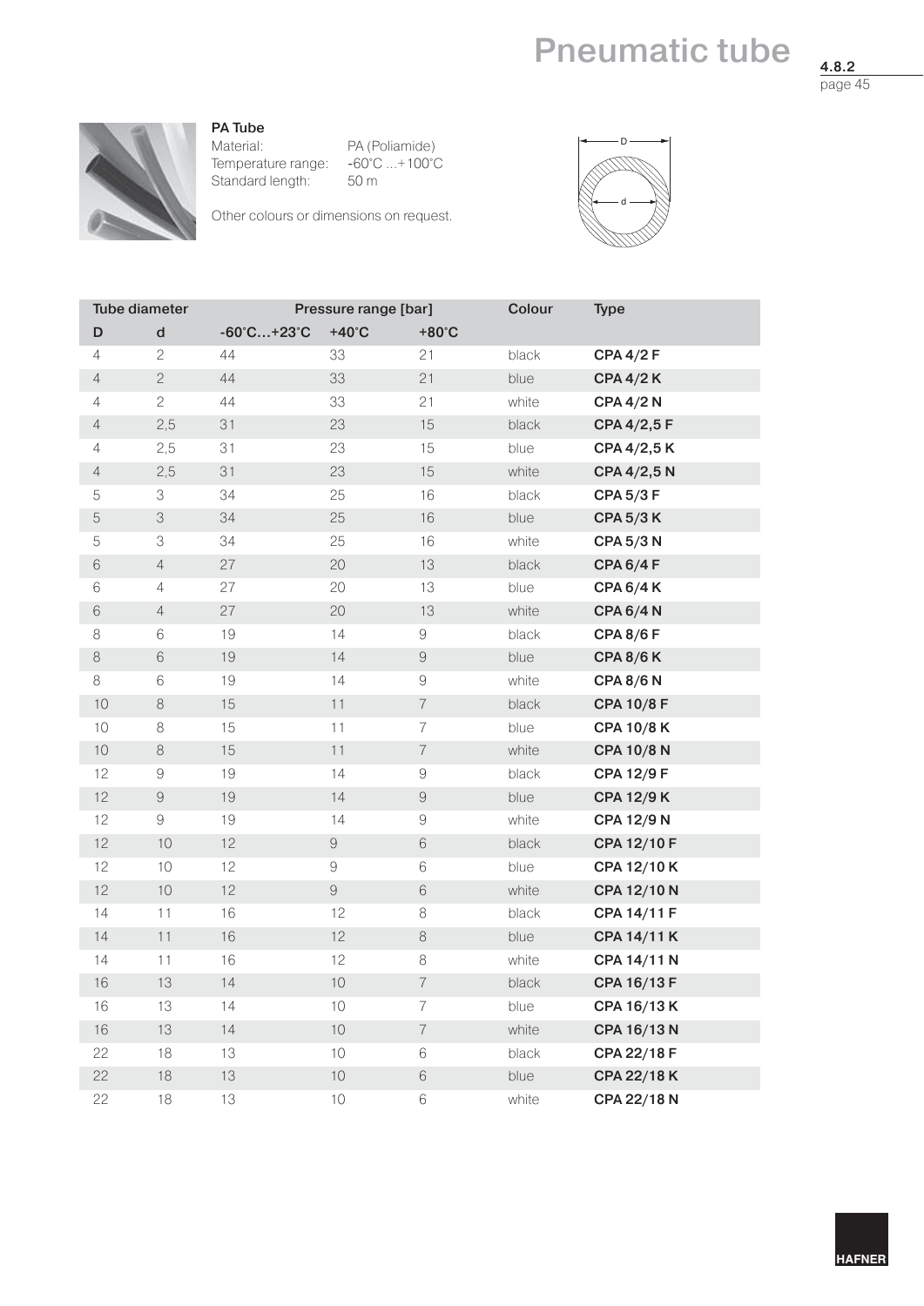# Pneumatic tube

4.8.2

### PA Tube

Material: PA (Poliamide)
Temperature range: -60°C ...+100°C
Standard length: 50 m

Other colours or dimensions on request.

| Tube diameter | | Pressure range [bar] | | | Colour | Type |
|---|---|---|---|---|---|---|
| D | d | -60°C…+23°C | +40°C | +80°C | | |
| 4 | 2 | 44 | 33 | 21 | black | **CPA 4/2 F** |
| 4 | 2 | 44 | 33 | 21 | blue | **CPA 4/2 K** |
| 4 | 2 | 44 | 33 | 21 | white | **CPA 4/2 N** |
| 4 | 2,5 | 31 | 23 | 15 | black | **CPA 4/2,5 F** |
| 4 | 2,5 | 31 | 23 | 15 | blue | **CPA 4/2,5 K** |
| 4 | 2,5 | 31 | 23 | 15 | white | **CPA 4/2,5 N** |
| 5 | 3 | 34 | 25 | 16 | black | **CPA 5/3 F** |
| 5 | 3 | 34 | 25 | 16 | blue | **CPA 5/3 K** |
| 5 | 3 | 34 | 25 | 16 | white | **CPA 5/3 N** |
| 6 | 4 | 27 | 20 | 13 | black | **CPA 6/4 F** |
| 6 | 4 | 27 | 20 | 13 | blue | **CPA 6/4 K** |
| 6 | 4 | 27 | 20 | 13 | white | **CPA 6/4 N** |
| 8 | 6 | 19 | 14 | 9 | black | **CPA 8/6 F** |
| 8 | 6 | 19 | 14 | 9 | blue | **CPA 8/6 K** |
| 8 | 6 | 19 | 14 | 9 | white | **CPA 8/6 N** |
| 10 | 8 | 15 | 11 | 7 | black | **CPA 10/8 F** |
| 10 | 8 | 15 | 11 | 7 | blue | **CPA 10/8 K** |
| 10 | 8 | 15 | 11 | 7 | white | **CPA 10/8 N** |
| 12 | 9 | 19 | 14 | 9 | black | **CPA 12/9 F** |
| 12 | 9 | 19 | 14 | 9 | blue | **CPA 12/9 K** |
| 12 | 9 | 19 | 14 | 9 | white | **CPA 12/9 N** |
| 12 | 10 | 12 | 9 | 6 | black | **CPA 12/10 F** |
| 12 | 10 | 12 | 9 | 6 | blue | **CPA 12/10 K** |
| 12 | 10 | 12 | 9 | 6 | white | **CPA 12/10 N** |
| 14 | 11 | 16 | 12 | 8 | black | **CPA 14/11 F** |
| 14 | 11 | 16 | 12 | 8 | blue | **CPA 14/11 K** |
| 14 | 11 | 16 | 12 | 8 | white | **CPA 14/11 N** |
| 16 | 13 | 14 | 10 | 7 | black | **CPA 16/13 F** |
| 16 | 13 | 14 | 10 | 7 | blue | **CPA 16/13 K** |
| 16 | 13 | 14 | 10 | 7 | white | **CPA 16/13 N** |
| 22 | 18 | 13 | 10 | 6 | black | **CPA 22/18 F** |
| 22 | 18 | 13 | 10 | 6 | blue | **CPA 22/18 K** |
| 22 | 18 | 13 | 10 | 6 | white | **CPA 22/18 N** |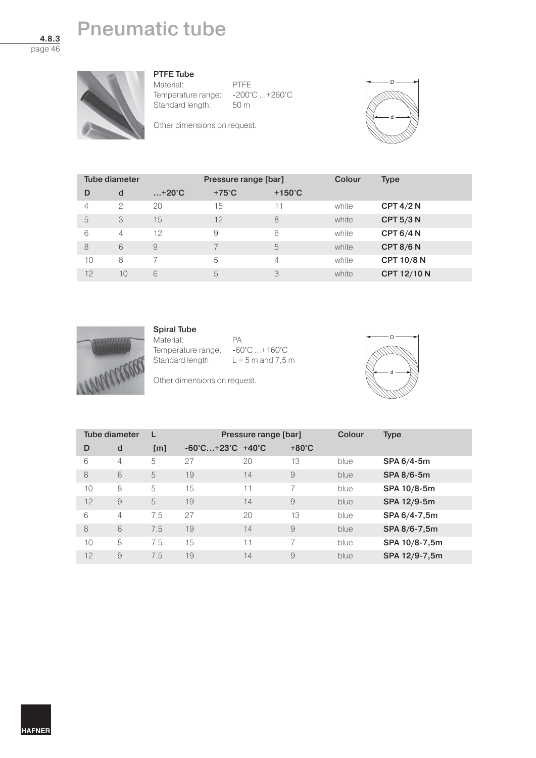# Pneumatic tube

4.8.3

### PTFE Tube

Material: PTFE
Temperature range: -200°C ...+260°C
Standard length: 50 m

Other dimensions on request.

| Tube diameter | | Pressure range [bar] | | | Colour | Type |
|---|---|---|---|---|---|---|
| D | d | …+20°C | +75°C | +150°C | | |
| 4 | 2 | 20 | 15 | 11 | white | **CPT 4/2 N** |
| 5 | 3 | 15 | 12 | 8 | white | **CPT 5/3 N** |
| 6 | 4 | 12 | 9 | 6 | white | **CPT 6/4 N** |
| 8 | 6 | 9 | 7 | 5 | white | **CPT 8/6 N** |
| 10 | 8 | 7 | 5 | 4 | white | **CPT 10/8 N** |
| 12 | 10 | 6 | 5 | 3 | white | **CPT 12/10 N** |

### Spiral Tube

Material: PA
Temperature range: -60°C ...+160°C
Standard length: L = 5 m and 7,5 m

Other dimensions on request.

| Tube diameter | | L | Pressure range [bar] | | | Colour | Type |
|---|---|---|---|---|---|---|---|
| D | d | [m] | -60°C…+23°C | +40°C | +80°C | | |
| 6 | 4 | 5 | 27 | 20 | 13 | blue | **SPA 6/4-5m** |
| 8 | 6 | 5 | 19 | 14 | 9 | blue | **SPA 8/6-5m** |
| 10 | 8 | 5 | 15 | 11 | 7 | blue | **SPA 10/8-5m** |
| 12 | 9 | 5 | 19 | 14 | 9 | blue | **SPA 12/9-5m** |
| 6 | 4 | 7,5 | 27 | 20 | 13 | blue | **SPA 6/4-7,5m** |
| 8 | 6 | 7,5 | 19 | 14 | 9 | blue | **SPA 8/6-7,5m** |
| 10 | 8 | 7,5 | 15 | 11 | 7 | blue | **SPA 10/8-7,5m** |
| 12 | 9 | 7,5 | 19 | 14 | 9 | blue | **SPA 12/9-7,5m** |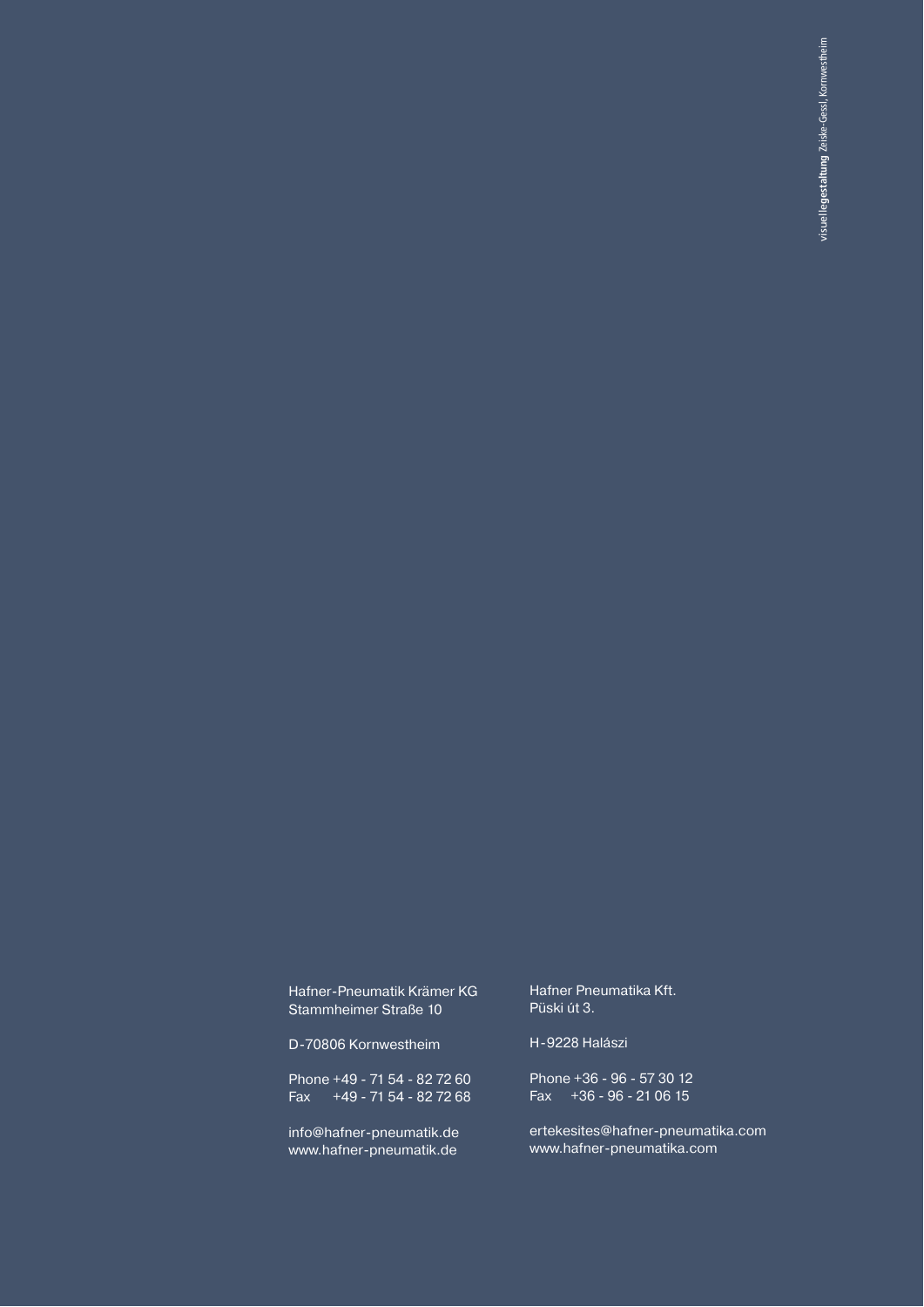visuellegestaltung Zeiske-Gessl, Kornwestheim

Hafner-Pneumatik Krämer KG
Stammheimer Straße 10

D-70806 Kornwestheim

Phone +49 - 71 54 - 82 72 60
Fax +49 - 71 54 - 82 72 68

info@hafner-pneumatik.de
www.hafner-pneumatik.de

Hafner Pneumatika Kft.
Püski út 3.

H-9228 Halászi

Phone +36 - 96 - 57 30 12
Fax +36 - 96 - 21 06 15

ertekesites@hafner-pneumatika.com
www.hafner-pneumatika.com